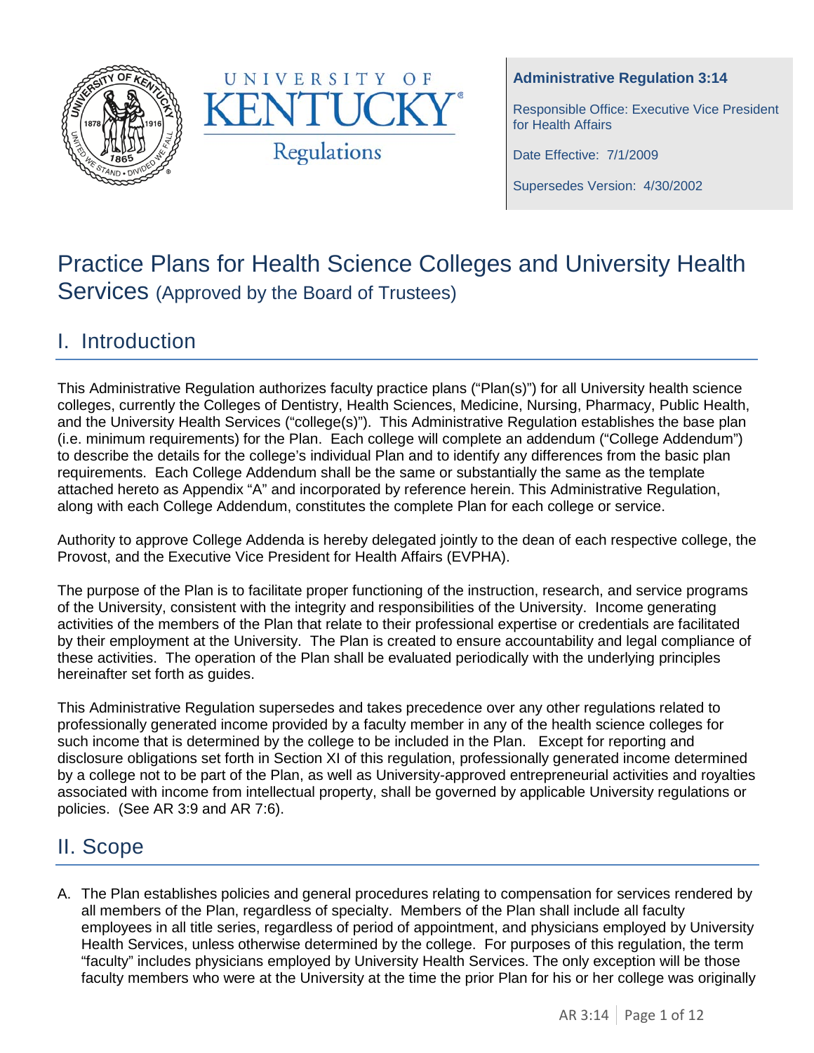**Administrative Regulation 3:14**

Responsible Office: Executive Vice President for Health Affairs

Date Effective: 7/1/2009

Supersedes Version: 4/30/2002

# Practice Plans for Health Science Colleges and University Health Services (Approved by the Board of Trustees)

## I. Introduction

This Administrative Regulation authorizes faculty practice plans ("Plan(s)") for all University health science colleges, currently the Colleges of Dentistry, Health Sciences, Medicine, Nursing, Pharmacy, Public Health, and the University Health Services ("college(s)"). This Administrative Regulation establishes the base plan (i.e. minimum requirements) for the Plan. Each college will complete an addendum ("College Addendum") to describe the details for the college's individual Plan and to identify any differences from the basic plan requirements. Each College Addendum shall be the same or substantially the same as the template attached hereto as Appendix "A" and incorporated by reference herein. This Administrative Regulation, along with each College Addendum, constitutes the complete Plan for each college or service.

Authority to approve College Addenda is hereby delegated jointly to the dean of each respective college, the Provost, and the Executive Vice President for Health Affairs (EVPHA).

The purpose of the Plan is to facilitate proper functioning of the instruction, research, and service programs of the University, consistent with the integrity and responsibilities of the University. Income generating activities of the members of the Plan that relate to their professional expertise or credentials are facilitated by their employment at the University. The Plan is created to ensure accountability and legal compliance of these activities. The operation of the Plan shall be evaluated periodically with the underlying principles hereinafter set forth as guides.

This Administrative Regulation supersedes and takes precedence over any other regulations related to professionally generated income provided by a faculty member in any of the health science colleges for such income that is determined by the college to be included in the Plan. Except for reporting and disclosure obligations set forth in Section XI of this regulation, professionally generated income determined by a college not to be part of the Plan, as well as University-approved entrepreneurial activities and royalties associated with income from intellectual property, shall be governed by applicable University regulations or policies. (See AR 3:9 and AR 7:6).

## II. Scope

A. The Plan establishes policies and general procedures relating to compensation for services rendered by all members of the Plan, regardless of specialty. Members of the Plan shall include all faculty employees in all title series, regardless of period of appointment, and physicians employed by University Health Services, unless otherwise determined by the college. For purposes of this regulation, the term "faculty" includes physicians employed by University Health Services. The only exception will be those faculty members who were at the University at the time the prior Plan for his or her college was originally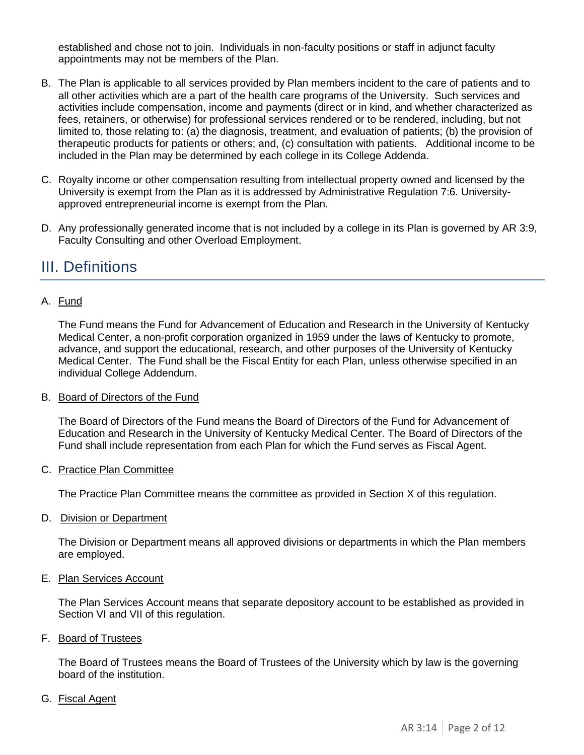established and chose not to join. Individuals in non-faculty positions or staff in adjunct faculty appointments may not be members of the Plan.

B. The Plan is applicable to all services provided by Plan members incident to the care of patients and to all other activities which are a part of the health care programs of the University. Such services and activities include compensation, income and payments (direct or in kind, and whether characterized as fees, retainers, or otherwise) for professional services rendered or to be rendered, including, but not limited to, those relating to: (a) the diagnosis, treatment, and evaluation of patients; (b) the provision of therapeutic products for patients or others; and, (c) consultation with patients. Additional income to be included in the Plan may be determined by each college in its College Addenda.

C. Royalty income or other compensation resulting from intellectual property owned and licensed by the University is exempt from the Plan as it is addressed by Administrative Regulation 7:6. University-approved entrepreneurial income is exempt from the Plan.

D. Any professionally generated income that is not included by a college in its Plan is governed by AR 3:9, Faculty Consulting and other Overload Employment.

# III. Definitions

A. Fund

The Fund means the Fund for Advancement of Education and Research in the University of Kentucky Medical Center, a non-profit corporation organized in 1959 under the laws of Kentucky to promote, advance, and support the educational, research, and other purposes of the University of Kentucky Medical Center. The Fund shall be the Fiscal Entity for each Plan, unless otherwise specified in an individual College Addendum.

B. Board of Directors of the Fund

The Board of Directors of the Fund means the Board of Directors of the Fund for Advancement of Education and Research in the University of Kentucky Medical Center. The Board of Directors of the Fund shall include representation from each Plan for which the Fund serves as Fiscal Agent.

C. Practice Plan Committee

The Practice Plan Committee means the committee as provided in Section X of this regulation.

D. Division or Department

The Division or Department means all approved divisions or departments in which the Plan members are employed.

E. Plan Services Account

The Plan Services Account means that separate depository account to be established as provided in Section VI and VII of this regulation.

F. Board of Trustees

The Board of Trustees means the Board of Trustees of the University which by law is the governing board of the institution.

G. Fiscal Agent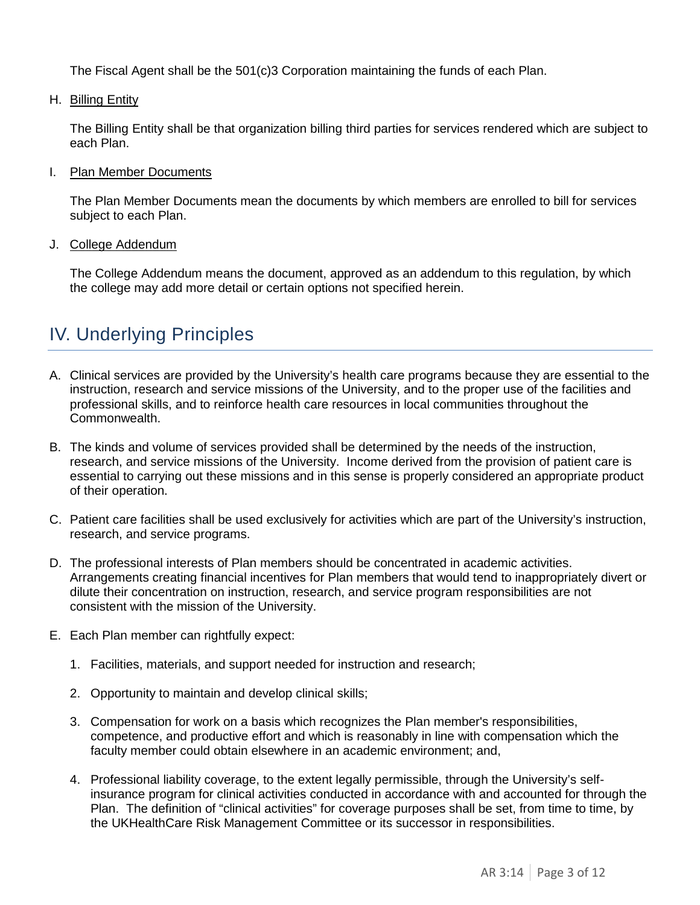The Fiscal Agent shall be the 501(c)3 Corporation maintaining the funds of each Plan.

H. Billing Entity

The Billing Entity shall be that organization billing third parties for services rendered which are subject to each Plan.

I. Plan Member Documents

The Plan Member Documents mean the documents by which members are enrolled to bill for services subject to each Plan.

J. College Addendum

The College Addendum means the document, approved as an addendum to this regulation, by which the college may add more detail or certain options not specified herein.

## IV. Underlying Principles

A. Clinical services are provided by the University's health care programs because they are essential to the instruction, research and service missions of the University, and to the proper use of the facilities and professional skills, and to reinforce health care resources in local communities throughout the Commonwealth.

B. The kinds and volume of services provided shall be determined by the needs of the instruction, research, and service missions of the University. Income derived from the provision of patient care is essential to carrying out these missions and in this sense is properly considered an appropriate product of their operation.

C. Patient care facilities shall be used exclusively for activities which are part of the University's instruction, research, and service programs.

D. The professional interests of Plan members should be concentrated in academic activities. Arrangements creating financial incentives for Plan members that would tend to inappropriately divert or dilute their concentration on instruction, research, and service program responsibilities are not consistent with the mission of the University.

E. Each Plan member can rightfully expect:

1. Facilities, materials, and support needed for instruction and research;

2. Opportunity to maintain and develop clinical skills;

3. Compensation for work on a basis which recognizes the Plan member's responsibilities, competence, and productive effort and which is reasonably in line with compensation which the faculty member could obtain elsewhere in an academic environment; and,

4. Professional liability coverage, to the extent legally permissible, through the University's self-insurance program for clinical activities conducted in accordance with and accounted for through the Plan. The definition of "clinical activities" for coverage purposes shall be set, from time to time, by the UKHealthCare Risk Management Committee or its successor in responsibilities.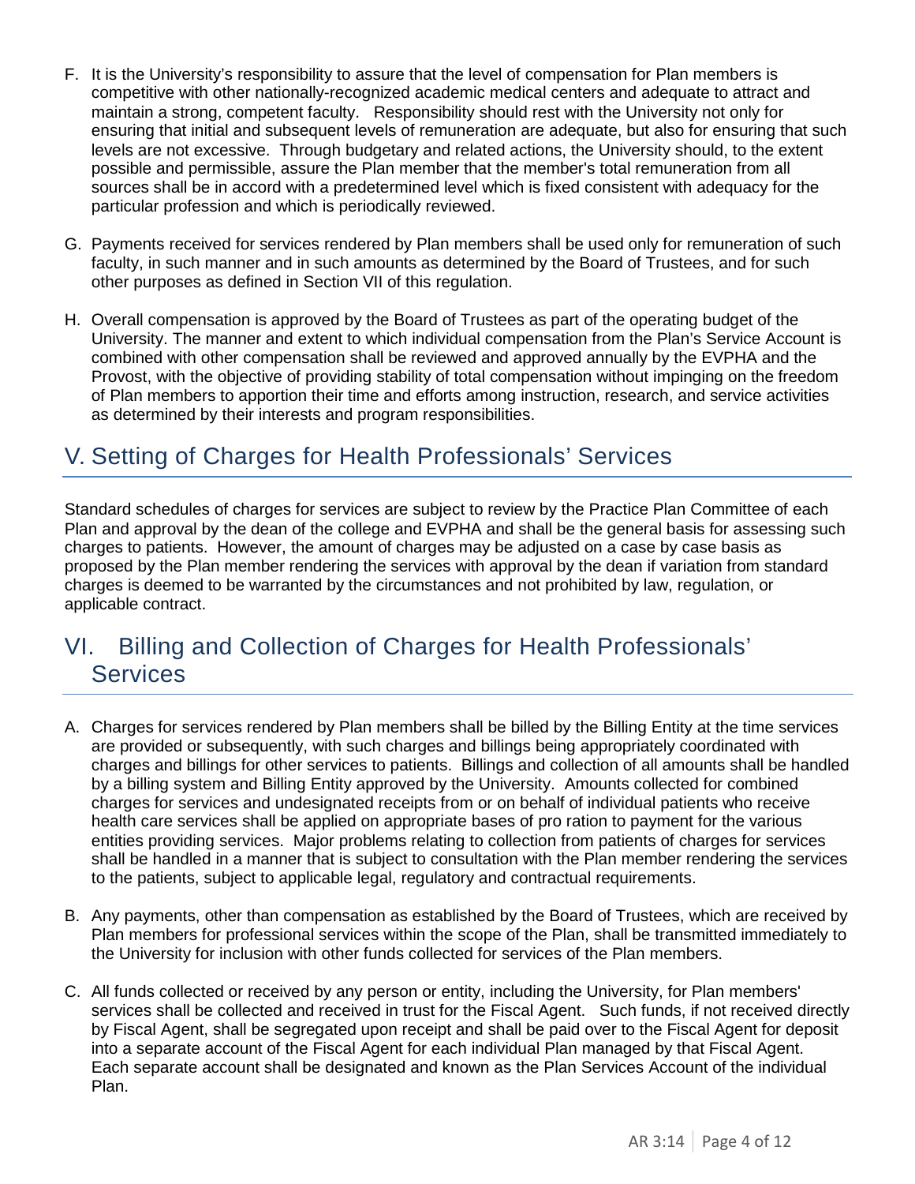F. It is the University's responsibility to assure that the level of compensation for Plan members is competitive with other nationally-recognized academic medical centers and adequate to attract and maintain a strong, competent faculty. Responsibility should rest with the University not only for ensuring that initial and subsequent levels of remuneration are adequate, but also for ensuring that such levels are not excessive. Through budgetary and related actions, the University should, to the extent possible and permissible, assure the Plan member that the member's total remuneration from all sources shall be in accord with a predetermined level which is fixed consistent with adequacy for the particular profession and which is periodically reviewed.

G. Payments received for services rendered by Plan members shall be used only for remuneration of such faculty, in such manner and in such amounts as determined by the Board of Trustees, and for such other purposes as defined in Section VII of this regulation.

H. Overall compensation is approved by the Board of Trustees as part of the operating budget of the University. The manner and extent to which individual compensation from the Plan's Service Account is combined with other compensation shall be reviewed and approved annually by the EVPHA and the Provost, with the objective of providing stability of total compensation without impinging on the freedom of Plan members to apportion their time and efforts among instruction, research, and service activities as determined by their interests and program responsibilities.

## V. Setting of Charges for Health Professionals' Services

Standard schedules of charges for services are subject to review by the Practice Plan Committee of each Plan and approval by the dean of the college and EVPHA and shall be the general basis for assessing such charges to patients. However, the amount of charges may be adjusted on a case by case basis as proposed by the Plan member rendering the services with approval by the dean if variation from standard charges is deemed to be warranted by the circumstances and not prohibited by law, regulation, or applicable contract.

## VI. Billing and Collection of Charges for Health Professionals' Services

A. Charges for services rendered by Plan members shall be billed by the Billing Entity at the time services are provided or subsequently, with such charges and billings being appropriately coordinated with charges and billings for other services to patients. Billings and collection of all amounts shall be handled by a billing system and Billing Entity approved by the University. Amounts collected for combined charges for services and undesignated receipts from or on behalf of individual patients who receive health care services shall be applied on appropriate bases of pro ration to payment for the various entities providing services. Major problems relating to collection from patients of charges for services shall be handled in a manner that is subject to consultation with the Plan member rendering the services to the patients, subject to applicable legal, regulatory and contractual requirements.

B. Any payments, other than compensation as established by the Board of Trustees, which are received by Plan members for professional services within the scope of the Plan, shall be transmitted immediately to the University for inclusion with other funds collected for services of the Plan members.

C. All funds collected or received by any person or entity, including the University, for Plan members' services shall be collected and received in trust for the Fiscal Agent. Such funds, if not received directly by Fiscal Agent, shall be segregated upon receipt and shall be paid over to the Fiscal Agent for deposit into a separate account of the Fiscal Agent for each individual Plan managed by that Fiscal Agent. Each separate account shall be designated and known as the Plan Services Account of the individual Plan.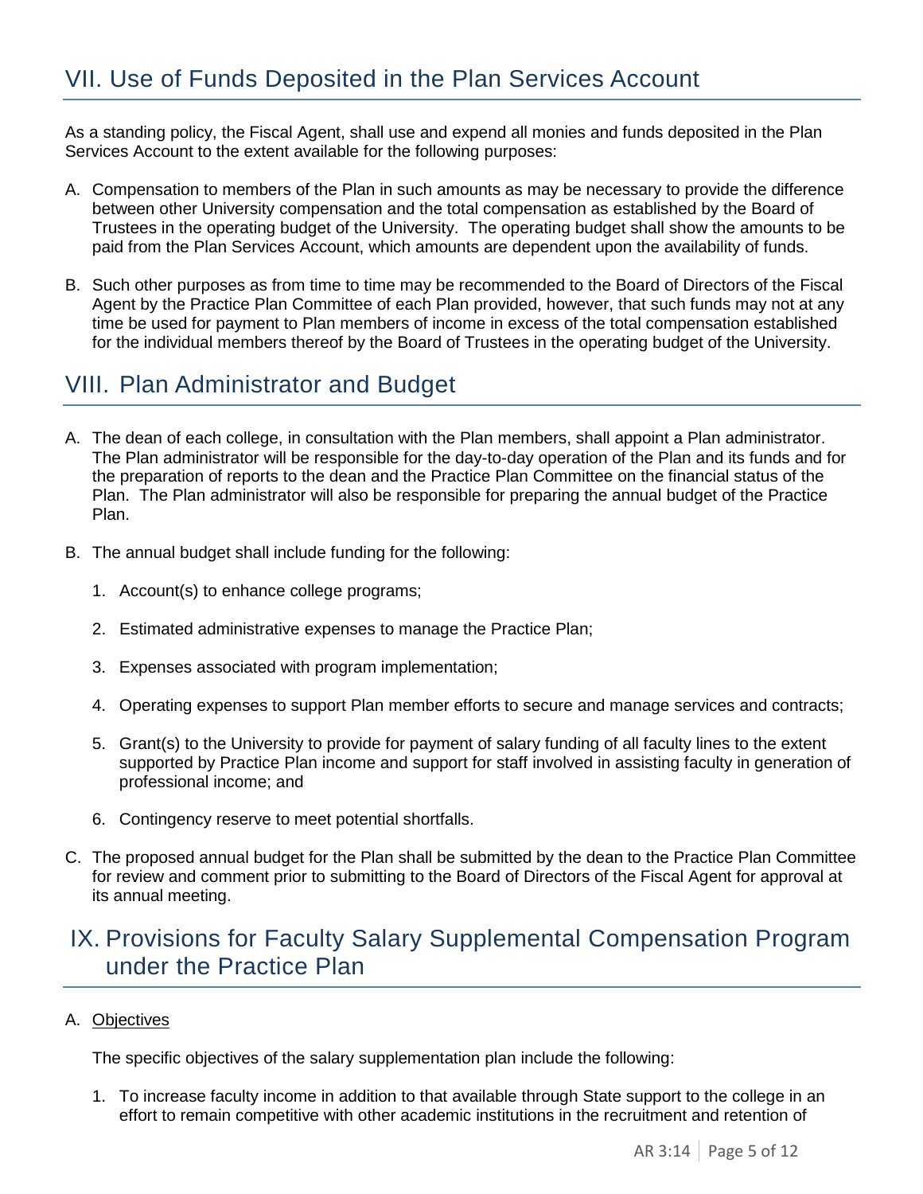## VII. Use of Funds Deposited in the Plan Services Account

As a standing policy, the Fiscal Agent, shall use and expend all monies and funds deposited in the Plan Services Account to the extent available for the following purposes:

A. Compensation to members of the Plan in such amounts as may be necessary to provide the difference between other University compensation and the total compensation as established by the Board of Trustees in the operating budget of the University. The operating budget shall show the amounts to be paid from the Plan Services Account, which amounts are dependent upon the availability of funds.

B. Such other purposes as from time to time may be recommended to the Board of Directors of the Fiscal Agent by the Practice Plan Committee of each Plan provided, however, that such funds may not at any time be used for payment to Plan members of income in excess of the total compensation established for the individual members thereof by the Board of Trustees in the operating budget of the University.

## VIII. Plan Administrator and Budget

A. The dean of each college, in consultation with the Plan members, shall appoint a Plan administrator. The Plan administrator will be responsible for the day-to-day operation of the Plan and its funds and for the preparation of reports to the dean and the Practice Plan Committee on the financial status of the Plan. The Plan administrator will also be responsible for preparing the annual budget of the Practice Plan.

B. The annual budget shall include funding for the following:

   1. Account(s) to enhance college programs;
   2. Estimated administrative expenses to manage the Practice Plan;
   3. Expenses associated with program implementation;
   4. Operating expenses to support Plan member efforts to secure and manage services and contracts;
   5. Grant(s) to the University to provide for payment of salary funding of all faculty lines to the extent supported by Practice Plan income and support for staff involved in assisting faculty in generation of professional income; and
   6. Contingency reserve to meet potential shortfalls.

C. The proposed annual budget for the Plan shall be submitted by the dean to the Practice Plan Committee for review and comment prior to submitting to the Board of Directors of the Fiscal Agent for approval at its annual meeting.

## IX. Provisions for Faculty Salary Supplemental Compensation Program under the Practice Plan

A. Objectives

   The specific objectives of the salary supplementation plan include the following:

   1. To increase faculty income in addition to that available through State support to the college in an effort to remain competitive with other academic institutions in the recruitment and retention of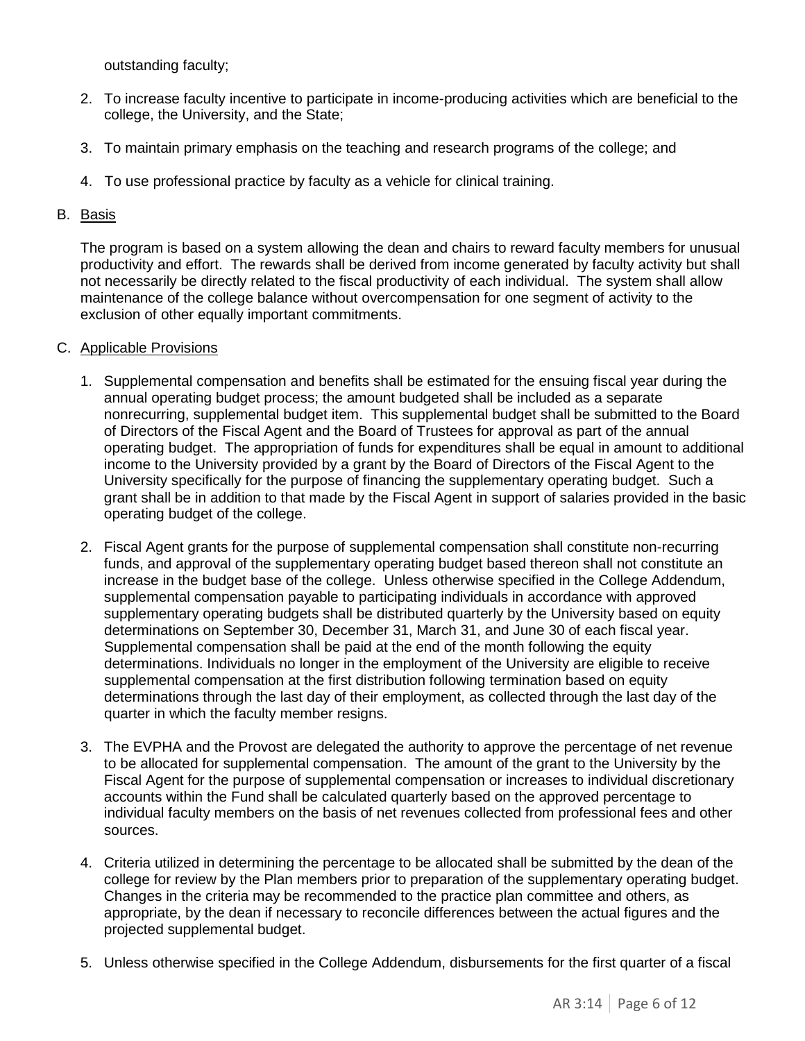outstanding faculty;

2. To increase faculty incentive to participate in income-producing activities which are beneficial to the college, the University, and the State;

3. To maintain primary emphasis on the teaching and research programs of the college; and

4. To use professional practice by faculty as a vehicle for clinical training.

B. Basis

The program is based on a system allowing the dean and chairs to reward faculty members for unusual productivity and effort. The rewards shall be derived from income generated by faculty activity but shall not necessarily be directly related to the fiscal productivity of each individual. The system shall allow maintenance of the college balance without overcompensation for one segment of activity to the exclusion of other equally important commitments.

C. Applicable Provisions

1. Supplemental compensation and benefits shall be estimated for the ensuing fiscal year during the annual operating budget process; the amount budgeted shall be included as a separate nonrecurring, supplemental budget item. This supplemental budget shall be submitted to the Board of Directors of the Fiscal Agent and the Board of Trustees for approval as part of the annual operating budget. The appropriation of funds for expenditures shall be equal in amount to additional income to the University provided by a grant by the Board of Directors of the Fiscal Agent to the University specifically for the purpose of financing the supplementary operating budget. Such a grant shall be in addition to that made by the Fiscal Agent in support of salaries provided in the basic operating budget of the college.

2. Fiscal Agent grants for the purpose of supplemental compensation shall constitute non-recurring funds, and approval of the supplementary operating budget based thereon shall not constitute an increase in the budget base of the college. Unless otherwise specified in the College Addendum, supplemental compensation payable to participating individuals in accordance with approved supplementary operating budgets shall be distributed quarterly by the University based on equity determinations on September 30, December 31, March 31, and June 30 of each fiscal year. Supplemental compensation shall be paid at the end of the month following the equity determinations. Individuals no longer in the employment of the University are eligible to receive supplemental compensation at the first distribution following termination based on equity determinations through the last day of their employment, as collected through the last day of the quarter in which the faculty member resigns.

3. The EVPHA and the Provost are delegated the authority to approve the percentage of net revenue to be allocated for supplemental compensation. The amount of the grant to the University by the Fiscal Agent for the purpose of supplemental compensation or increases to individual discretionary accounts within the Fund shall be calculated quarterly based on the approved percentage to individual faculty members on the basis of net revenues collected from professional fees and other sources.

4. Criteria utilized in determining the percentage to be allocated shall be submitted by the dean of the college for review by the Plan members prior to preparation of the supplementary operating budget. Changes in the criteria may be recommended to the practice plan committee and others, as appropriate, by the dean if necessary to reconcile differences between the actual figures and the projected supplemental budget.

5. Unless otherwise specified in the College Addendum, disbursements for the first quarter of a fiscal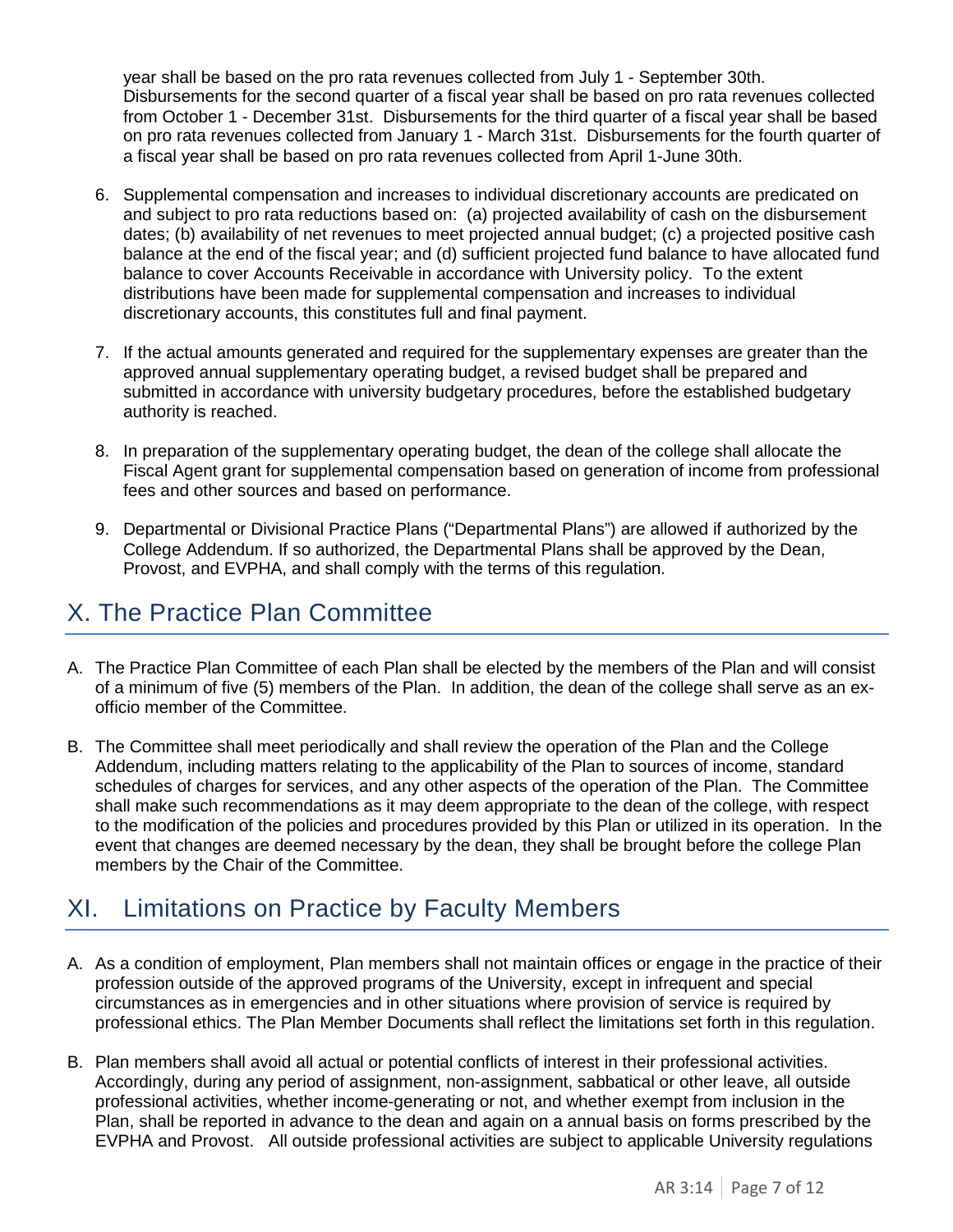year shall be based on the pro rata revenues collected from July 1 - September 30th. Disbursements for the second quarter of a fiscal year shall be based on pro rata revenues collected from October 1 - December 31st. Disbursements for the third quarter of a fiscal year shall be based on pro rata revenues collected from January 1 - March 31st. Disbursements for the fourth quarter of a fiscal year shall be based on pro rata revenues collected from April 1-June 30th.

6. Supplemental compensation and increases to individual discretionary accounts are predicated on and subject to pro rata reductions based on: (a) projected availability of cash on the disbursement dates; (b) availability of net revenues to meet projected annual budget; (c) a projected positive cash balance at the end of the fiscal year; and (d) sufficient projected fund balance to have allocated fund balance to cover Accounts Receivable in accordance with University policy. To the extent distributions have been made for supplemental compensation and increases to individual discretionary accounts, this constitutes full and final payment.

7. If the actual amounts generated and required for the supplementary expenses are greater than the approved annual supplementary operating budget, a revised budget shall be prepared and submitted in accordance with university budgetary procedures, before the established budgetary authority is reached.

8. In preparation of the supplementary operating budget, the dean of the college shall allocate the Fiscal Agent grant for supplemental compensation based on generation of income from professional fees and other sources and based on performance.

9. Departmental or Divisional Practice Plans ("Departmental Plans") are allowed if authorized by the College Addendum. If so authorized, the Departmental Plans shall be approved by the Dean, Provost, and EVPHA, and shall comply with the terms of this regulation.

## X. The Practice Plan Committee

A. The Practice Plan Committee of each Plan shall be elected by the members of the Plan and will consist of a minimum of five (5) members of the Plan. In addition, the dean of the college shall serve as an ex-officio member of the Committee.

B. The Committee shall meet periodically and shall review the operation of the Plan and the College Addendum, including matters relating to the applicability of the Plan to sources of income, standard schedules of charges for services, and any other aspects of the operation of the Plan. The Committee shall make such recommendations as it may deem appropriate to the dean of the college, with respect to the modification of the policies and procedures provided by this Plan or utilized in its operation. In the event that changes are deemed necessary by the dean, they shall be brought before the college Plan members by the Chair of the Committee.

## XI. Limitations on Practice by Faculty Members

A. As a condition of employment, Plan members shall not maintain offices or engage in the practice of their profession outside of the approved programs of the University, except in infrequent and special circumstances as in emergencies and in other situations where provision of service is required by professional ethics. The Plan Member Documents shall reflect the limitations set forth in this regulation.

B. Plan members shall avoid all actual or potential conflicts of interest in their professional activities. Accordingly, during any period of assignment, non-assignment, sabbatical or other leave, all outside professional activities, whether income-generating or not, and whether exempt from inclusion in the Plan, shall be reported in advance to the dean and again on a annual basis on forms prescribed by the EVPHA and Provost. All outside professional activities are subject to applicable University regulations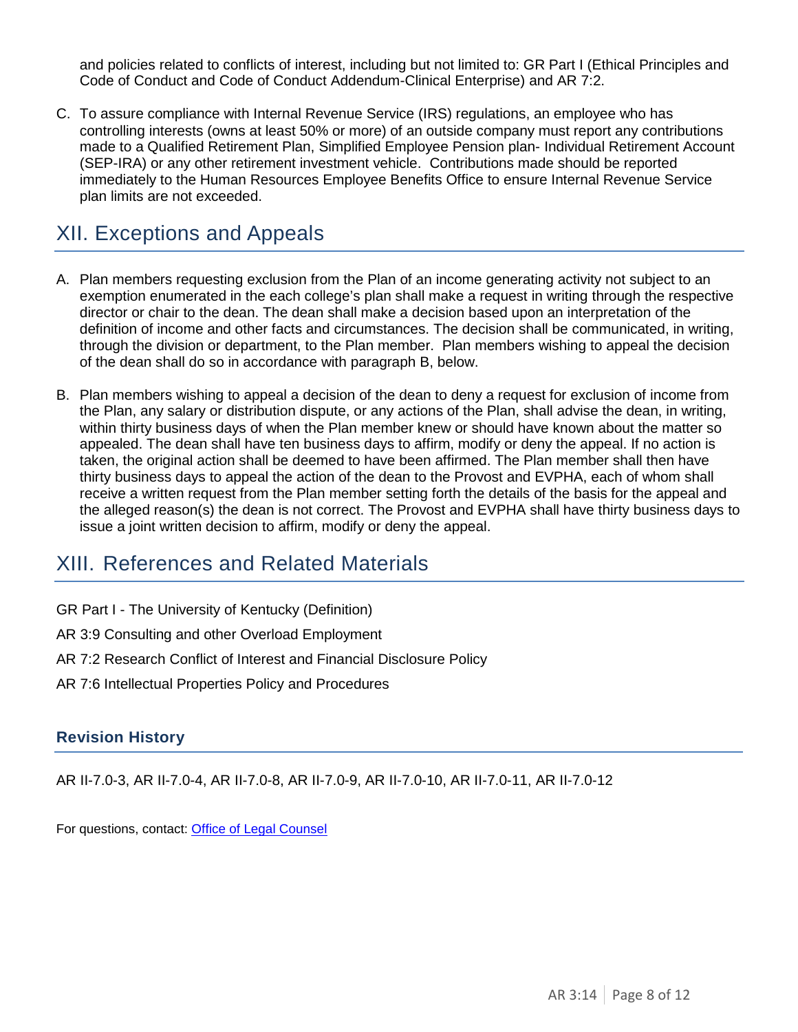and policies related to conflicts of interest, including but not limited to: GR Part I (Ethical Principles and Code of Conduct and Code of Conduct Addendum-Clinical Enterprise) and AR 7:2.

C. To assure compliance with Internal Revenue Service (IRS) regulations, an employee who has controlling interests (owns at least 50% or more) of an outside company must report any contributions made to a Qualified Retirement Plan, Simplified Employee Pension plan- Individual Retirement Account (SEP-IRA) or any other retirement investment vehicle. Contributions made should be reported immediately to the Human Resources Employee Benefits Office to ensure Internal Revenue Service plan limits are not exceeded.

## XII. Exceptions and Appeals

A. Plan members requesting exclusion from the Plan of an income generating activity not subject to an exemption enumerated in the each college's plan shall make a request in writing through the respective director or chair to the dean. The dean shall make a decision based upon an interpretation of the definition of income and other facts and circumstances. The decision shall be communicated, in writing, through the division or department, to the Plan member. Plan members wishing to appeal the decision of the dean shall do so in accordance with paragraph B, below.

B. Plan members wishing to appeal a decision of the dean to deny a request for exclusion of income from the Plan, any salary or distribution dispute, or any actions of the Plan, shall advise the dean, in writing, within thirty business days of when the Plan member knew or should have known about the matter so appealed. The dean shall have ten business days to affirm, modify or deny the appeal. If no action is taken, the original action shall be deemed to have been affirmed. The Plan member shall then have thirty business days to appeal the action of the dean to the Provost and EVPHA, each of whom shall receive a written request from the Plan member setting forth the details of the basis for the appeal and the alleged reason(s) the dean is not correct. The Provost and EVPHA shall have thirty business days to issue a joint written decision to affirm, modify or deny the appeal.

## XIII. References and Related Materials

GR Part I - The University of Kentucky (Definition)

AR 3:9 Consulting and other Overload Employment

AR 7:2 Research Conflict of Interest and Financial Disclosure Policy

AR 7:6 Intellectual Properties Policy and Procedures

### Revision History

AR II-7.0-3, AR II-7.0-4, AR II-7.0-8, AR II-7.0-9, AR II-7.0-10, AR II-7.0-11, AR II-7.0-12

For questions, contact: Office of Legal Counsel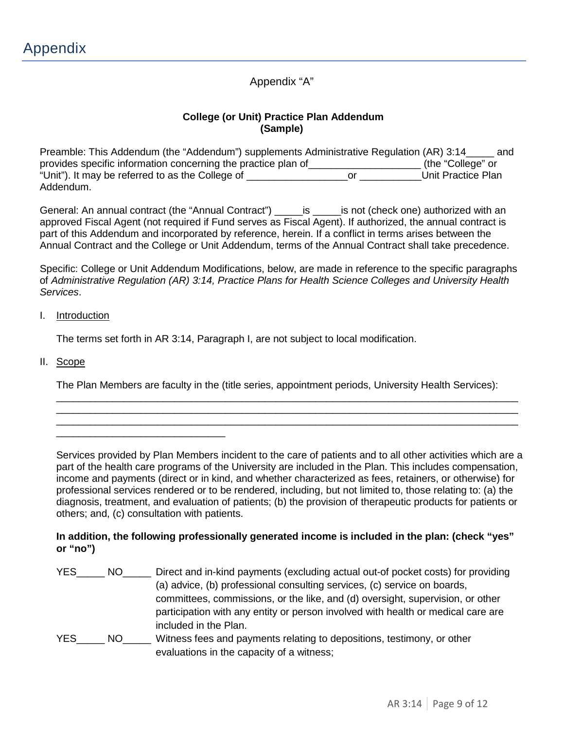# Appendix

Appendix "A"

**College (or Unit) Practice Plan Addendum**
**(Sample)**

Preamble: This Addendum (the "Addendum") supplements Administrative Regulation (AR) 3:14_____ and provides specific information concerning the practice plan of____________________ (the "College" or "Unit"). It may be referred to as the College of __________________or ___________Unit Practice Plan Addendum.

General: An annual contract (the "Annual Contract") _____is _____is not (check one) authorized with an approved Fiscal Agent (not required if Fund serves as Fiscal Agent). If authorized, the annual contract is part of this Addendum and incorporated by reference, herein. If a conflict in terms arises between the Annual Contract and the College or Unit Addendum, terms of the Annual Contract shall take precedence.

Specific: College or Unit Addendum Modifications, below, are made in reference to the specific paragraphs of *Administrative Regulation (AR) 3:14, Practice Plans for Health Science Colleges and University Health Services*.

I. <u>Introduction</u>

The terms set forth in AR 3:14, Paragraph I, are not subject to local modification.

II. <u>Scope</u>

The Plan Members are faculty in the (title series, appointment periods, University Health Services):

________________________________________________________________________________
________________________________________________________________________________
________________________________________________________________________________
______________________________

Services provided by Plan Members incident to the care of patients and to all other activities which are a part of the health care programs of the University are included in the Plan. This includes compensation, income and payments (direct or in kind, and whether characterized as fees, retainers, or otherwise) for professional services rendered or to be rendered, including, but not limited to, those relating to: (a) the diagnosis, treatment, and evaluation of patients; (b) the provision of therapeutic products for patients or others; and, (c) consultation with patients.

**In addition, the following professionally generated income is included in the plan: (check "yes" or "no")**

YES_____ NO_____ Direct and in-kind payments (excluding actual out-of pocket costs) for providing (a) advice, (b) professional consulting services, (c) service on boards, committees, commissions, or the like, and (d) oversight, supervision, or other participation with any entity or person involved with health or medical care are included in the Plan.

YES_____ NO_____ Witness fees and payments relating to depositions, testimony, or other evaluations in the capacity of a witness;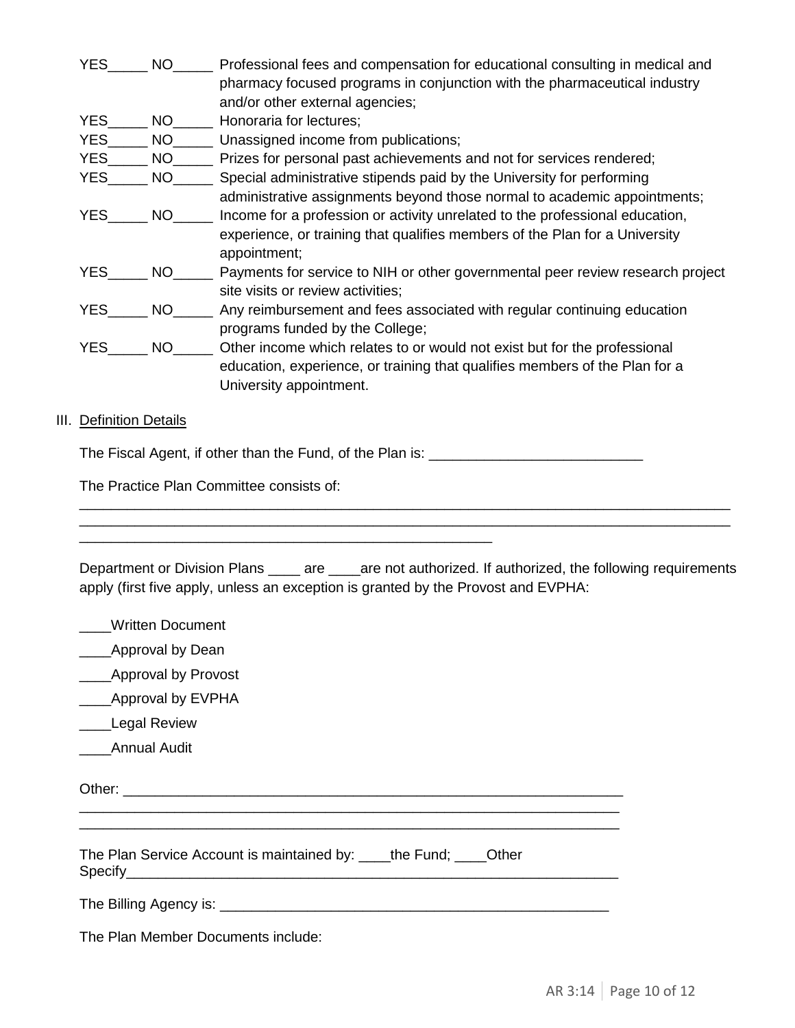YES_____ NO_____ Professional fees and compensation for educational consulting in medical and pharmacy focused programs in conjunction with the pharmaceutical industry and/or other external agencies;

YES_____ NO_____ Honoraria for lectures;

YES_____ NO_____ Unassigned income from publications;

YES_____ NO_____ Prizes for personal past achievements and not for services rendered;

YES_____ NO_____ Special administrative stipends paid by the University for performing administrative assignments beyond those normal to academic appointments;

YES_____ NO_____ Income for a profession or activity unrelated to the professional education, experience, or training that qualifies members of the Plan for a University appointment;

YES_____ NO_____ Payments for service to NIH or other governmental peer review research project site visits or review activities;

YES_____ NO_____ Any reimbursement and fees associated with regular continuing education programs funded by the College;

YES_____ NO_____ Other income which relates to or would not exist but for the professional education, experience, or training that qualifies members of the Plan for a University appointment.

III. Definition Details

The Fiscal Agent, if other than the Fund, of the Plan is: ___________________________

The Practice Plan Committee consists of:

____________________________________________________________________________________
____________________________________________________________________________________
______________________________________________________

Department or Division Plans ____ are ____are not authorized. If authorized, the following requirements apply (first five apply, unless an exception is granted by the Provost and EVPHA:

____Written Document

____Approval by Dean

____Approval by Provost

____Approval by EVPHA

____Legal Review

____Annual Audit

Other: _______________________________________________________________
______________________________________________________________________
______________________________________________________________________

The Plan Service Account is maintained by: ____the Fund; ____Other Specify______________________________________________________________

The Billing Agency is: __________________________________________________

The Plan Member Documents include: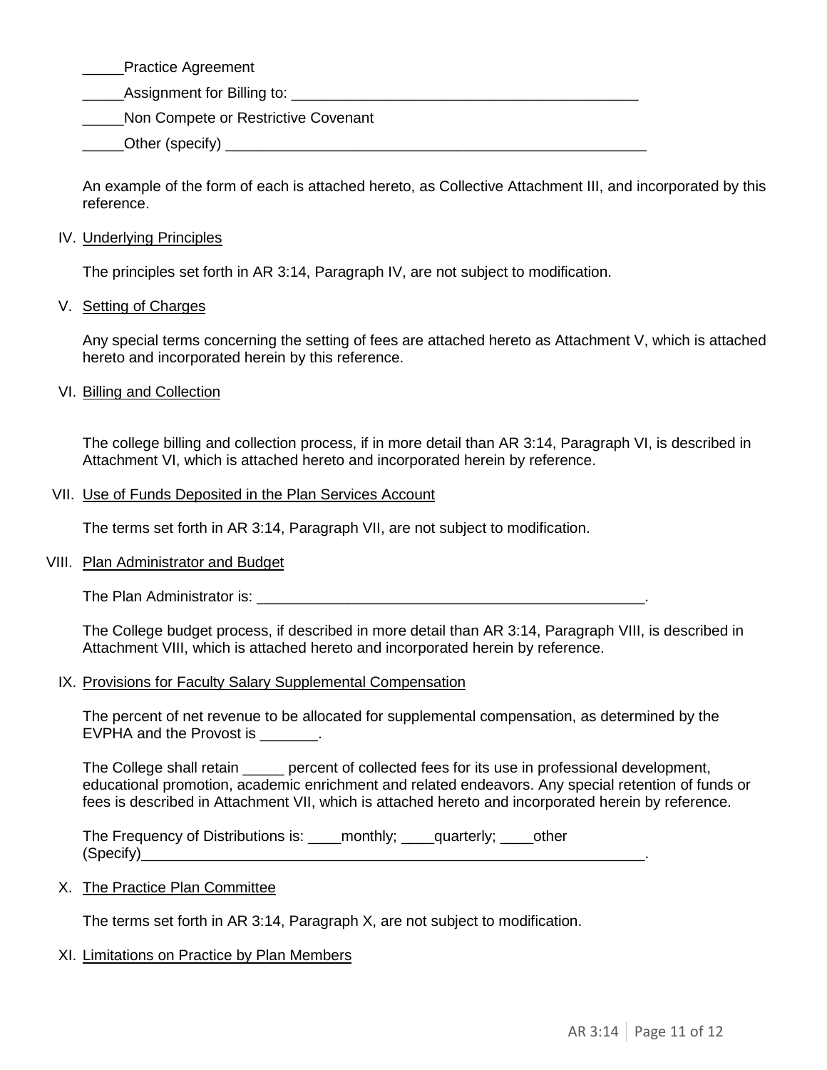_____Practice Agreement

_____Assignment for Billing to: ___________________________________________

_____Non Compete or Restrictive Covenant

_____Other (specify) ____________________________________________________

An example of the form of each is attached hereto, as Collective Attachment III, and incorporated by this reference.

IV. Underlying Principles

The principles set forth in AR 3:14, Paragraph IV, are not subject to modification.

V. Setting of Charges

Any special terms concerning the setting of fees are attached hereto as Attachment V, which is attached hereto and incorporated herein by this reference.

VI. Billing and Collection

The college billing and collection process, if in more detail than AR 3:14, Paragraph VI, is described in Attachment VI, which is attached hereto and incorporated herein by reference.

VII. Use of Funds Deposited in the Plan Services Account

The terms set forth in AR 3:14, Paragraph VII, are not subject to modification.

VIII. Plan Administrator and Budget

The Plan Administrator is: _______________________________________________.

The College budget process, if described in more detail than AR 3:14, Paragraph VIII, is described in Attachment VIII, which is attached hereto and incorporated herein by reference.

IX. Provisions for Faculty Salary Supplemental Compensation

The percent of net revenue to be allocated for supplemental compensation, as determined by the EVPHA and the Provost is _______.

The College shall retain _____ percent of collected fees for its use in professional development, educational promotion, academic enrichment and related endeavors. Any special retention of funds or fees is described in Attachment VII, which is attached hereto and incorporated herein by reference.

The Frequency of Distributions is: ____monthly; ____quarterly; ____other (Specify)_____________________________________________________________.

X. The Practice Plan Committee

The terms set forth in AR 3:14, Paragraph X, are not subject to modification.

XI. Limitations on Practice by Plan Members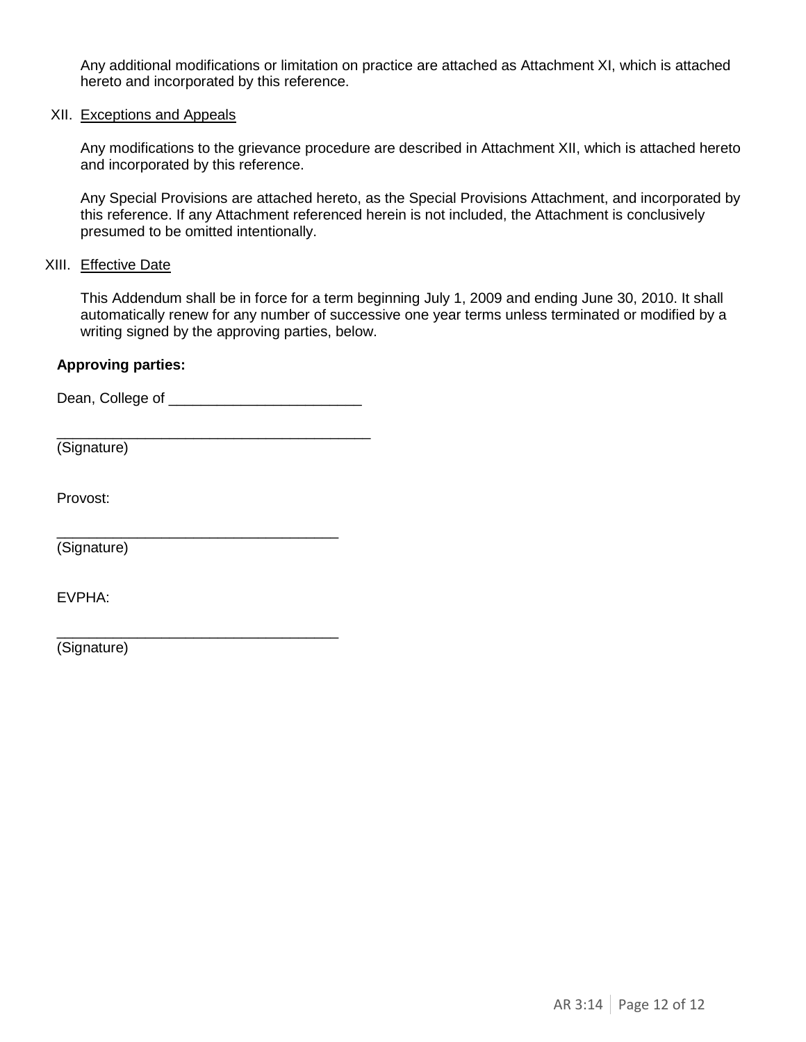Any additional modifications or limitation on practice are attached as Attachment XI, which is attached hereto and incorporated by this reference.

XII. Exceptions and Appeals

Any modifications to the grievance procedure are described in Attachment XII, which is attached hereto and incorporated by this reference.

Any Special Provisions are attached hereto, as the Special Provisions Attachment, and incorporated by this reference. If any Attachment referenced herein is not included, the Attachment is conclusively presumed to be omitted intentionally.

XIII. Effective Date

This Addendum shall be in force for a term beginning July 1, 2009 and ending June 30, 2010. It shall automatically renew for any number of successive one year terms unless terminated or modified by a writing signed by the approving parties, below.

**Approving parties:**

Dean, College of ________________________

________________________________________
(Signature)

Provost:

____________________________________
(Signature)

EVPHA:

____________________________________
(Signature)